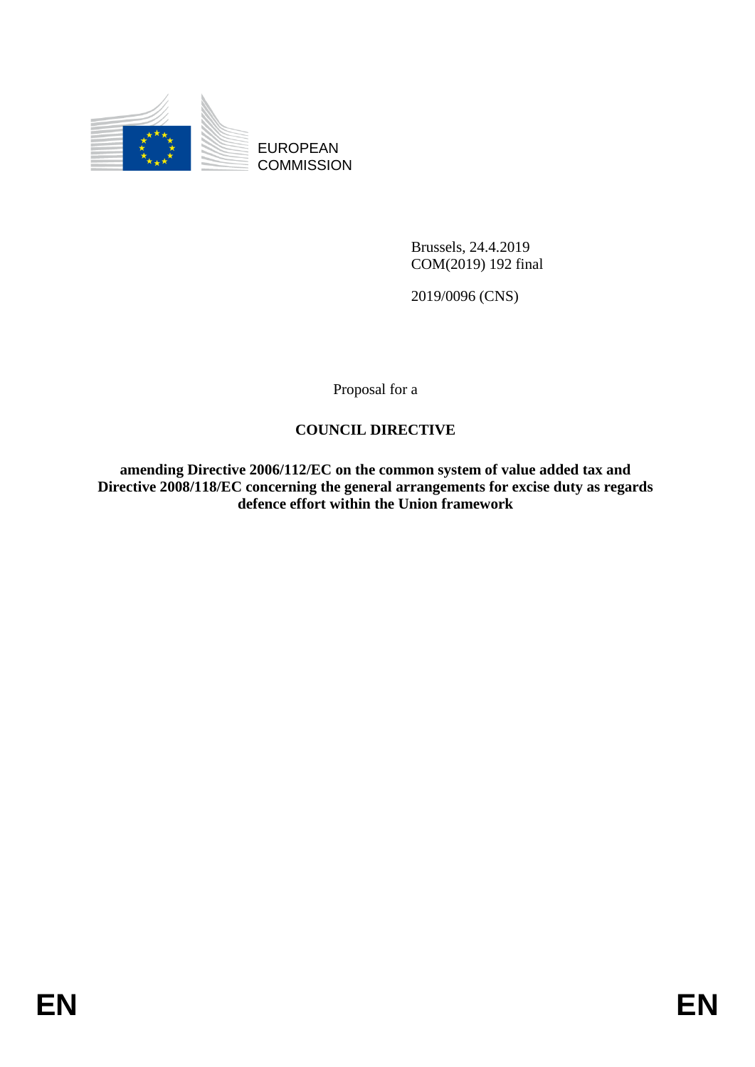EUROPEAN COMMISSION

Brussels, 24.4.2019
COM(2019) 192 final

2019/0096 (CNS)

Proposal for a

# COUNCIL DIRECTIVE

**amending Directive 2006/112/EC on the common system of value added tax and Directive 2008/118/EC concerning the general arrangements for excise duty as regards defence effort within the Union framework**

EN EN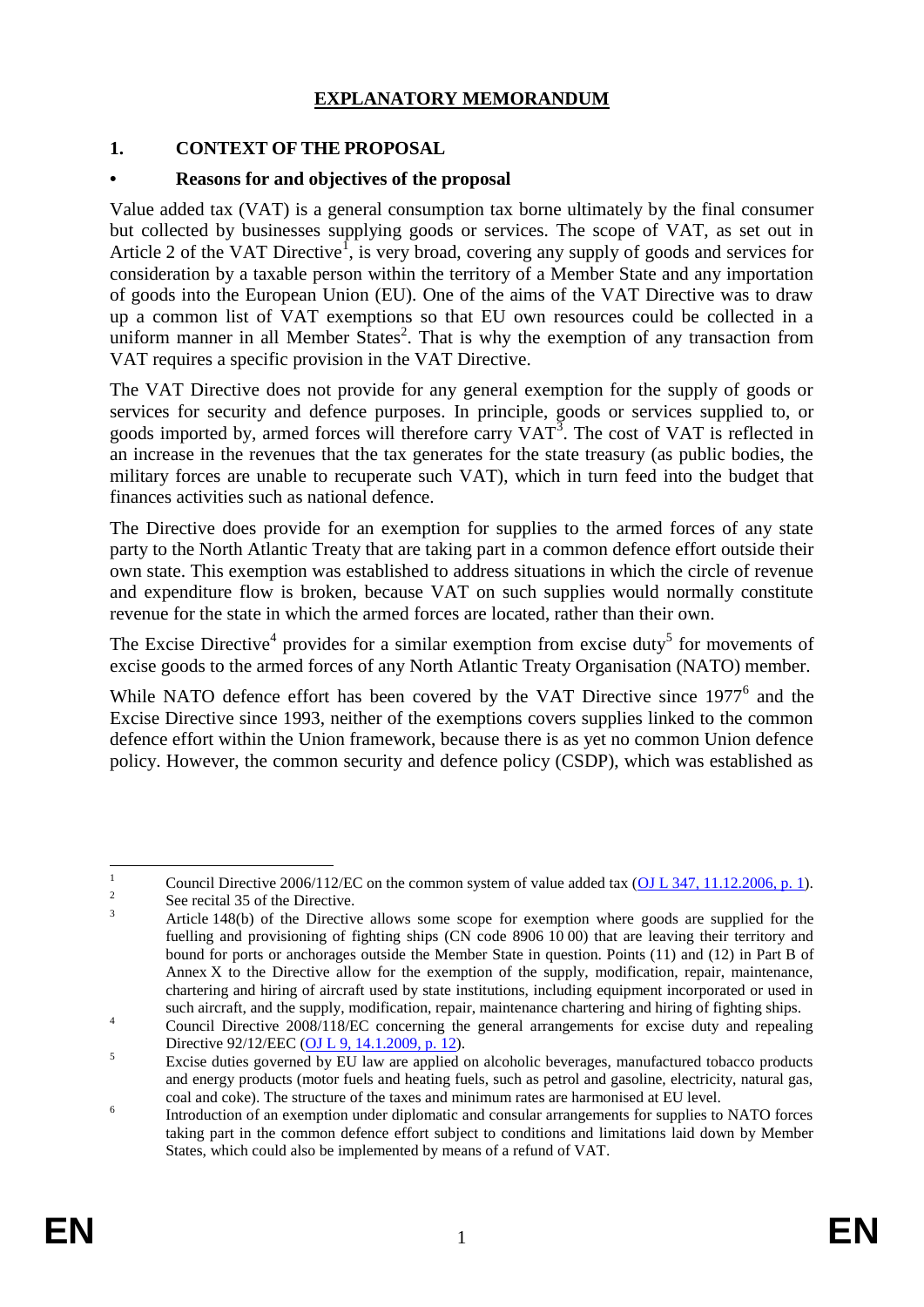# EXPLANATORY MEMORANDUM

## 1. CONTEXT OF THE PROPOSAL

### • Reasons for and objectives of the proposal

Value added tax (VAT) is a general consumption tax borne ultimately by the final consumer but collected by businesses supplying goods or services. The scope of VAT, as set out in Article 2 of the VAT Directive[1], is very broad, covering any supply of goods and services for consideration by a taxable person within the territory of a Member State and any importation of goods into the European Union (EU). One of the aims of the VAT Directive was to draw up a common list of VAT exemptions so that EU own resources could be collected in a uniform manner in all Member States[2]. That is why the exemption of any transaction from VAT requires a specific provision in the VAT Directive.

The VAT Directive does not provide for any general exemption for the supply of goods or services for security and defence purposes. In principle, goods or services supplied to, or goods imported by, armed forces will therefore carry VAT[3]. The cost of VAT is reflected in an increase in the revenues that the tax generates for the state treasury (as public bodies, the military forces are unable to recuperate such VAT), which in turn feed into the budget that finances activities such as national defence.

The Directive does provide for an exemption for supplies to the armed forces of any state party to the North Atlantic Treaty that are taking part in a common defence effort outside their own state. This exemption was established to address situations in which the circle of revenue and expenditure flow is broken, because VAT on such supplies would normally constitute revenue for the state in which the armed forces are located, rather than their own.

The Excise Directive[4] provides for a similar exemption from excise duty[5] for movements of excise goods to the armed forces of any North Atlantic Treaty Organisation (NATO) member.

While NATO defence effort has been covered by the VAT Directive since 1977[6] and the Excise Directive since 1993, neither of the exemptions covers supplies linked to the common defence effort within the Union framework, because there is as yet no common Union defence policy. However, the common security and defence policy (CSDP), which was established as

---

[1] Council Directive 2006/112/EC on the common system of value added tax (OJ L 347, 11.12.2006, p. 1).

[2] See recital 35 of the Directive.

[3] Article 148(b) of the Directive allows some scope for exemption where goods are supplied for the fuelling and provisioning of fighting ships (CN code 8906 10 00) that are leaving their territory and bound for ports or anchorages outside the Member State in question. Points (11) and (12) in Part B of Annex X to the Directive allow for the exemption of the supply, modification, repair, maintenance, chartering and hiring of aircraft used by state institutions, including equipment incorporated or used in such aircraft, and the supply, modification, repair, maintenance chartering and hiring of fighting ships.

[4] Council Directive 2008/118/EC concerning the general arrangements for excise duty and repealing Directive 92/12/EEC (OJ L 9, 14.1.2009, p. 12).

[5] Excise duties governed by EU law are applied on alcoholic beverages, manufactured tobacco products and energy products (motor fuels and heating fuels, such as petrol and gasoline, electricity, natural gas, coal and coke). The structure of the taxes and minimum rates are harmonised at EU level.

[6] Introduction of an exemption under diplomatic and consular arrangements for supplies to NATO forces taking part in the common defence effort subject to conditions and limitations laid down by Member States, which could also be implemented by means of a refund of VAT.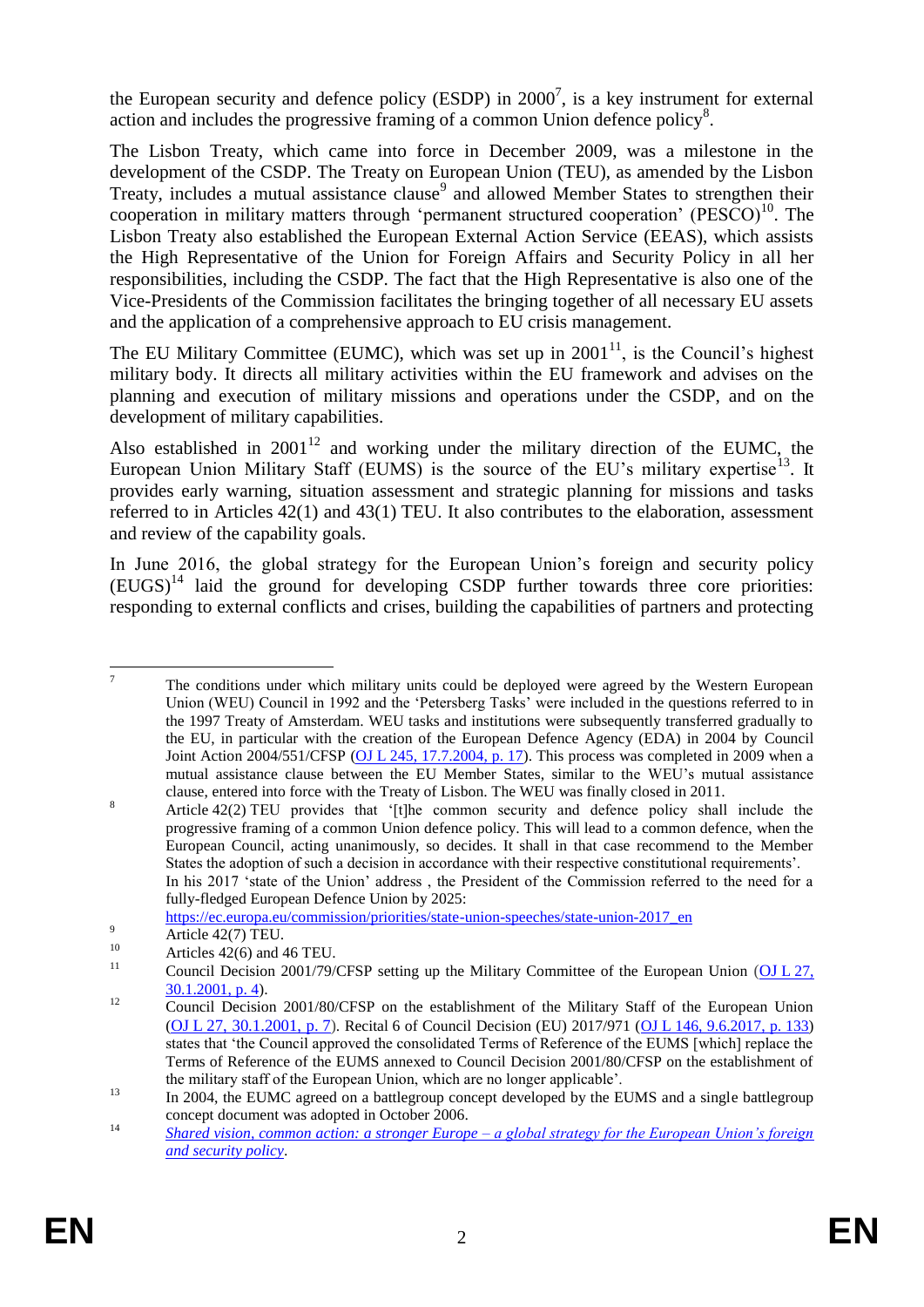the European security and defence policy (ESDP) in 2000[7], is a key instrument for external action and includes the progressive framing of a common Union defence policy[8].

The Lisbon Treaty, which came into force in December 2009, was a milestone in the development of the CSDP. The Treaty on European Union (TEU), as amended by the Lisbon Treaty, includes a mutual assistance clause[9] and allowed Member States to strengthen their cooperation in military matters through 'permanent structured cooperation' (PESCO)[10]. The Lisbon Treaty also established the European External Action Service (EEAS), which assists the High Representative of the Union for Foreign Affairs and Security Policy in all her responsibilities, including the CSDP. The fact that the High Representative is also one of the Vice-Presidents of the Commission facilitates the bringing together of all necessary EU assets and the application of a comprehensive approach to EU crisis management.

The EU Military Committee (EUMC), which was set up in 2001[11], is the Council's highest military body. It directs all military activities within the EU framework and advises on the planning and execution of military missions and operations under the CSDP, and on the development of military capabilities.

Also established in 2001[12] and working under the military direction of the EUMC, the European Union Military Staff (EUMS) is the source of the EU's military expertise[13]. It provides early warning, situation assessment and strategic planning for missions and tasks referred to in Articles 42(1) and 43(1) TEU. It also contributes to the elaboration, assessment and review of the capability goals.

In June 2016, the global strategy for the European Union's foreign and security policy (EUGS)[14] laid the ground for developing CSDP further towards three core priorities: responding to external conflicts and crises, building the capabilities of partners and protecting

---

[7] The conditions under which military units could be deployed were agreed by the Western European Union (WEU) Council in 1992 and the 'Petersberg Tasks' were included in the questions referred to in the 1997 Treaty of Amsterdam. WEU tasks and institutions were subsequently transferred gradually to the EU, in particular with the creation of the European Defence Agency (EDA) in 2004 by Council Joint Action 2004/551/CFSP (OJ L 245, 17.7.2004, p. 17). This process was completed in 2009 when a mutual assistance clause between the EU Member States, similar to the WEU's mutual assistance clause, entered into force with the Treaty of Lisbon. The WEU was finally closed in 2011.

[8] Article 42(2) TEU provides that '[t]he common security and defence policy shall include the progressive framing of a common Union defence policy. This will lead to a common defence, when the European Council, acting unanimously, so decides. It shall in that case recommend to the Member States the adoption of such a decision in accordance with their respective constitutional requirements'. In his 2017 'state of the Union' address , the President of the Commission referred to the need for a fully-fledged European Defence Union by 2025: https://ec.europa.eu/commission/priorities/state-union-speeches/state-union-2017_en

[9] Article 42(7) TEU.

[10] Articles 42(6) and 46 TEU.

[11] Council Decision 2001/79/CFSP setting up the Military Committee of the European Union (OJ L 27, 30.1.2001, p. 4).

[12] Council Decision 2001/80/CFSP on the establishment of the Military Staff of the European Union (OJ L 27, 30.1.2001, p. 7). Recital 6 of Council Decision (EU) 2017/971 (OJ L 146, 9.6.2017, p. 133) states that 'the Council approved the consolidated Terms of Reference of the EUMS [which] replace the Terms of Reference of the EUMS annexed to Council Decision 2001/80/CFSP on the establishment of the military staff of the European Union, which are no longer applicable'.

[13] In 2004, the EUMC agreed on a battlegroup concept developed by the EUMS and a single battlegroup concept document was adopted in October 2006.

[14] *Shared vision, common action: a stronger Europe – a global strategy for the European Union's foreign and security policy*.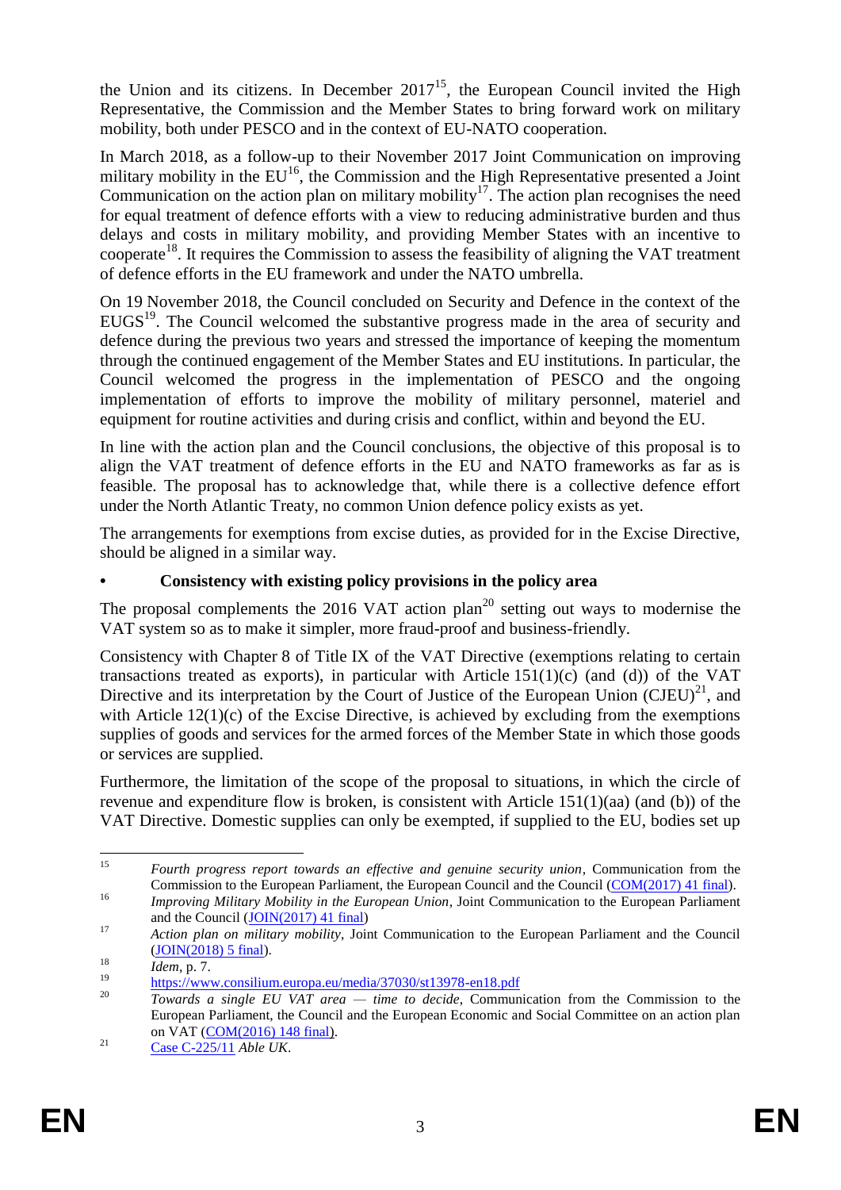the Union and its citizens. In December 2017[15], the European Council invited the High Representative, the Commission and the Member States to bring forward work on military mobility, both under PESCO and in the context of EU-NATO cooperation.

In March 2018, as a follow-up to their November 2017 Joint Communication on improving military mobility in the EU[16], the Commission and the High Representative presented a Joint Communication on the action plan on military mobility[17]. The action plan recognises the need for equal treatment of defence efforts with a view to reducing administrative burden and thus delays and costs in military mobility, and providing Member States with an incentive to cooperate[18]. It requires the Commission to assess the feasibility of aligning the VAT treatment of defence efforts in the EU framework and under the NATO umbrella.

On 19 November 2018, the Council concluded on Security and Defence in the context of the EUGS[19]. The Council welcomed the substantive progress made in the area of security and defence during the previous two years and stressed the importance of keeping the momentum through the continued engagement of the Member States and EU institutions. In particular, the Council welcomed the progress in the implementation of PESCO and the ongoing implementation of efforts to improve the mobility of military personnel, materiel and equipment for routine activities and during crisis and conflict, within and beyond the EU.

In line with the action plan and the Council conclusions, the objective of this proposal is to align the VAT treatment of defence efforts in the EU and NATO frameworks as far as is feasible. The proposal has to acknowledge that, while there is a collective defence effort under the North Atlantic Treaty, no common Union defence policy exists as yet.

The arrangements for exemptions from excise duties, as provided for in the Excise Directive, should be aligned in a similar way.

- **Consistency with existing policy provisions in the policy area**

The proposal complements the 2016 VAT action plan[20] setting out ways to modernise the VAT system so as to make it simpler, more fraud-proof and business-friendly.

Consistency with Chapter 8 of Title IX of the VAT Directive (exemptions relating to certain transactions treated as exports), in particular with Article 151(1)(c) (and (d)) of the VAT Directive and its interpretation by the Court of Justice of the European Union (CJEU)[21], and with Article 12(1)(c) of the Excise Directive, is achieved by excluding from the exemptions supplies of goods and services for the armed forces of the Member State in which those goods or services are supplied.

Furthermore, the limitation of the scope of the proposal to situations, in which the circle of revenue and expenditure flow is broken, is consistent with Article 151(1)(aa) (and (b)) of the VAT Directive. Domestic supplies can only be exempted, if supplied to the EU, bodies set up

---

[15] *Fourth progress report towards an effective and genuine security union*, Communication from the Commission to the European Parliament, the European Council and the Council (COM(2017) 41 final).

[16] *Improving Military Mobility in the European Union*, Joint Communication to the European Parliament and the Council (JOIN(2017) 41 final)

[17] *Action plan on military mobility*, Joint Communication to the European Parliament and the Council (JOIN(2018) 5 final).

[18] *Idem*, p. 7.

[19] https://www.consilium.europa.eu/media/37030/st13978-en18.pdf

[20] *Towards a single EU VAT area — time to decide*, Communication from the Commission to the European Parliament, the Council and the European Economic and Social Committee on an action plan on VAT (COM(2016) 148 final).

[21] Case C-225/11 *Able UK*.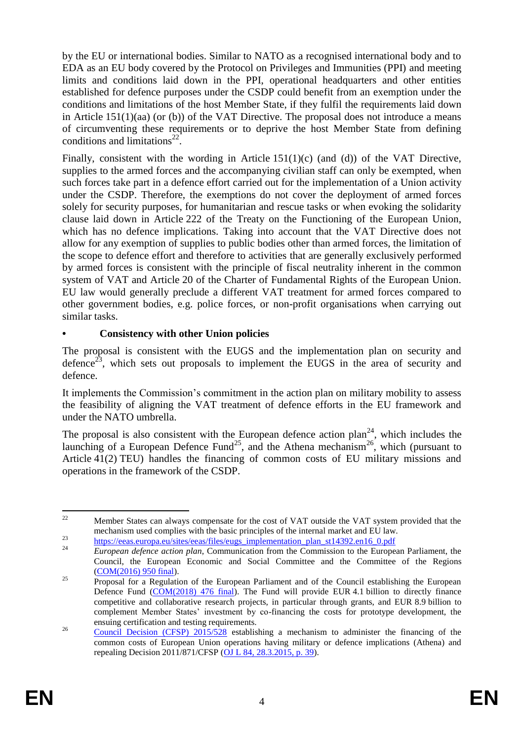by the EU or international bodies. Similar to NATO as a recognised international body and to EDA as an EU body covered by the Protocol on Privileges and Immunities (PPI) and meeting limits and conditions laid down in the PPI, operational headquarters and other entities established for defence purposes under the CSDP could benefit from an exemption under the conditions and limitations of the host Member State, if they fulfil the requirements laid down in Article 151(1)(aa) (or (b)) of the VAT Directive. The proposal does not introduce a means of circumventing these requirements or to deprive the host Member State from defining conditions and limitations[22].

Finally, consistent with the wording in Article 151(1)(c) (and (d)) of the VAT Directive, supplies to the armed forces and the accompanying civilian staff can only be exempted, when such forces take part in a defence effort carried out for the implementation of a Union activity under the CSDP. Therefore, the exemptions do not cover the deployment of armed forces solely for security purposes, for humanitarian and rescue tasks or when evoking the solidarity clause laid down in Article 222 of the Treaty on the Functioning of the European Union, which has no defence implications. Taking into account that the VAT Directive does not allow for any exemption of supplies to public bodies other than armed forces, the limitation of the scope to defence effort and therefore to activities that are generally exclusively performed by armed forces is consistent with the principle of fiscal neutrality inherent in the common system of VAT and Article 20 of the Charter of Fundamental Rights of the European Union. EU law would generally preclude a different VAT treatment for armed forces compared to other government bodies, e.g. police forces, or non-profit organisations when carrying out similar tasks.

- **Consistency with other Union policies**

The proposal is consistent with the EUGS and the implementation plan on security and defence[23], which sets out proposals to implement the EUGS in the area of security and defence.

It implements the Commission's commitment in the action plan on military mobility to assess the feasibility of aligning the VAT treatment of defence efforts in the EU framework and under the NATO umbrella.

The proposal is also consistent with the European defence action plan[24], which includes the launching of a European Defence Fund[25], and the Athena mechanism[26], which (pursuant to Article 41(2) TEU) handles the financing of common costs of EU military missions and operations in the framework of the CSDP.

---

[22] Member States can always compensate for the cost of VAT outside the VAT system provided that the mechanism used complies with the basic principles of the internal market and EU law.

[23] https://eeas.europa.eu/sites/eeas/files/eugs_implementation_plan_st14392.en16_0.pdf

[24] *European defence action plan*, Communication from the Commission to the European Parliament, the Council, the European Economic and Social Committee and the Committee of the Regions (COM(2016) 950 final).

[25] Proposal for a Regulation of the European Parliament and of the Council establishing the European Defence Fund (COM(2018) 476 final). The Fund will provide EUR 4.1 billion to directly finance competitive and collaborative research projects, in particular through grants, and EUR 8.9 billion to complement Member States' investment by co-financing the costs for prototype development, the ensuing certification and testing requirements.

[26] Council Decision (CFSP) 2015/528 establishing a mechanism to administer the financing of the common costs of European Union operations having military or defence implications (Athena) and repealing Decision 2011/871/CFSP (OJ L 84, 28.3.2015, p. 39).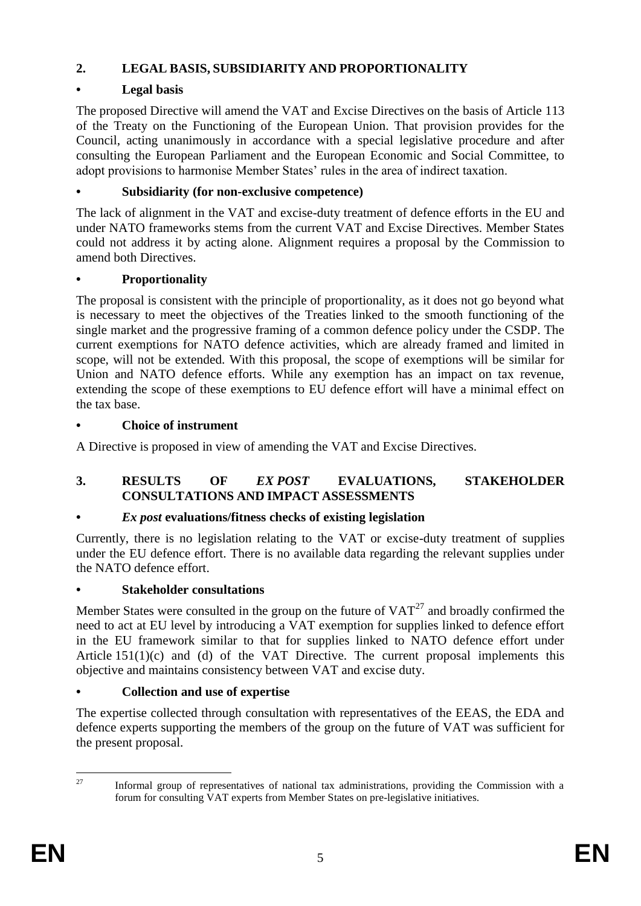## 2. LEGAL BASIS, SUBSIDIARITY AND PROPORTIONALITY

### • Legal basis

The proposed Directive will amend the VAT and Excise Directives on the basis of Article 113 of the Treaty on the Functioning of the European Union. That provision provides for the Council, acting unanimously in accordance with a special legislative procedure and after consulting the European Parliament and the European Economic and Social Committee, to adopt provisions to harmonise Member States' rules in the area of indirect taxation.

### • Subsidiarity (for non-exclusive competence)

The lack of alignment in the VAT and excise-duty treatment of defence efforts in the EU and under NATO frameworks stems from the current VAT and Excise Directives. Member States could not address it by acting alone. Alignment requires a proposal by the Commission to amend both Directives.

### • Proportionality

The proposal is consistent with the principle of proportionality, as it does not go beyond what is necessary to meet the objectives of the Treaties linked to the smooth functioning of the single market and the progressive framing of a common defence policy under the CSDP. The current exemptions for NATO defence activities, which are already framed and limited in scope, will not be extended. With this proposal, the scope of exemptions will be similar for Union and NATO defence efforts. While any exemption has an impact on tax revenue, extending the scope of these exemptions to EU defence effort will have a minimal effect on the tax base.

### • Choice of instrument

A Directive is proposed in view of amending the VAT and Excise Directives.

## 3. RESULTS OF *EX POST* EVALUATIONS, STAKEHOLDER CONSULTATIONS AND IMPACT ASSESSMENTS

### • *Ex post* evaluations/fitness checks of existing legislation

Currently, there is no legislation relating to the VAT or excise-duty treatment of supplies under the EU defence effort. There is no available data regarding the relevant supplies under the NATO defence effort.

### • Stakeholder consultations

Member States were consulted in the group on the future of VAT[27] and broadly confirmed the need to act at EU level by introducing a VAT exemption for supplies linked to defence effort in the EU framework similar to that for supplies linked to NATO defence effort under Article 151(1)(c) and (d) of the VAT Directive. The current proposal implements this objective and maintains consistency between VAT and excise duty.

### • Collection and use of expertise

The expertise collected through consultation with representatives of the EEAS, the EDA and defence experts supporting the members of the group on the future of VAT was sufficient for the present proposal.

---

[27] Informal group of representatives of national tax administrations, providing the Commission with a forum for consulting VAT experts from Member States on pre-legislative initiatives.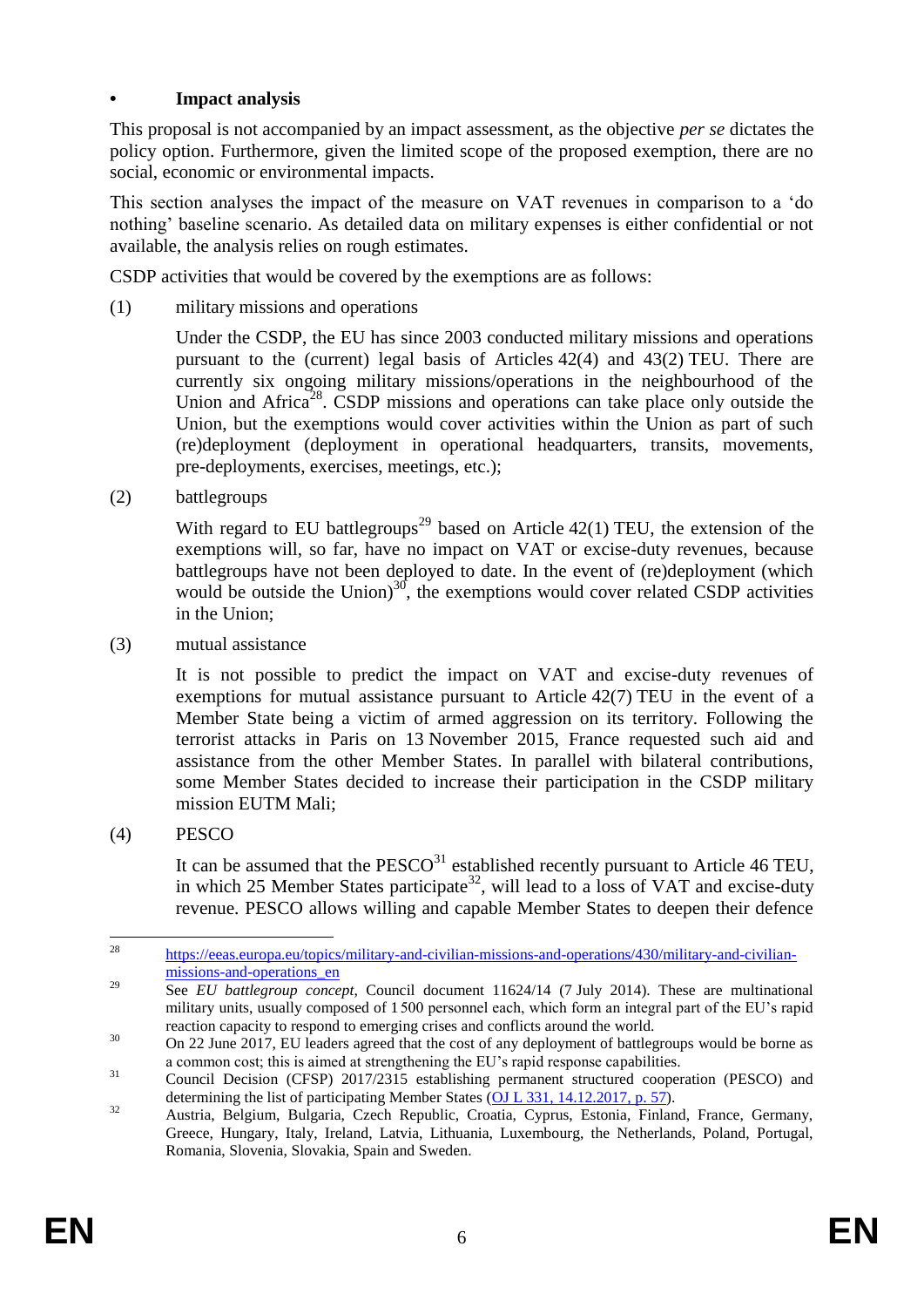- **Impact analysis**

This proposal is not accompanied by an impact assessment, as the objective *per se* dictates the policy option. Furthermore, given the limited scope of the proposed exemption, there are no social, economic or environmental impacts.

This section analyses the impact of the measure on VAT revenues in comparison to a 'do nothing' baseline scenario. As detailed data on military expenses is either confidential or not available, the analysis relies on rough estimates.

CSDP activities that would be covered by the exemptions are as follows:

(1) military missions and operations

Under the CSDP, the EU has since 2003 conducted military missions and operations pursuant to the (current) legal basis of Articles 42(4) and 43(2) TEU. There are currently six ongoing military missions/operations in the neighbourhood of the Union and Africa[28]. CSDP missions and operations can take place only outside the Union, but the exemptions would cover activities within the Union as part of such (re)deployment (deployment in operational headquarters, transits, movements, pre-deployments, exercises, meetings, etc.);

(2) battlegroups

With regard to EU battlegroups[29] based on Article 42(1) TEU, the extension of the exemptions will, so far, have no impact on VAT or excise-duty revenues, because battlegroups have not been deployed to date. In the event of (re)deployment (which would be outside the Union)[30], the exemptions would cover related CSDP activities in the Union;

(3) mutual assistance

It is not possible to predict the impact on VAT and excise-duty revenues of exemptions for mutual assistance pursuant to Article 42(7) TEU in the event of a Member State being a victim of armed aggression on its territory. Following the terrorist attacks in Paris on 13 November 2015, France requested such aid and assistance from the other Member States. In parallel with bilateral contributions, some Member States decided to increase their participation in the CSDP military mission EUTM Mali;

(4) PESCO

It can be assumed that the PESCO[31] established recently pursuant to Article 46 TEU, in which 25 Member States participate[32], will lead to a loss of VAT and excise-duty revenue. PESCO allows willing and capable Member States to deepen their defence

---

[28] https://eeas.europa.eu/topics/military-and-civilian-missions-and-operations/430/military-and-civilian-missions-and-operations_en

[29] See *EU battlegroup concept*, Council document 11624/14 (7 July 2014). These are multinational military units, usually composed of 1 500 personnel each, which form an integral part of the EU's rapid reaction capacity to respond to emerging crises and conflicts around the world.

[30] On 22 June 2017, EU leaders agreed that the cost of any deployment of battlegroups would be borne as a common cost; this is aimed at strengthening the EU's rapid response capabilities.

[31] Council Decision (CFSP) 2017/2315 establishing permanent structured cooperation (PESCO) and determining the list of participating Member States (OJ L 331, 14.12.2017, p. 57).

[32] Austria, Belgium, Bulgaria, Czech Republic, Croatia, Cyprus, Estonia, Finland, France, Germany, Greece, Hungary, Italy, Ireland, Latvia, Lithuania, Luxembourg, the Netherlands, Poland, Portugal, Romania, Slovenia, Slovakia, Spain and Sweden.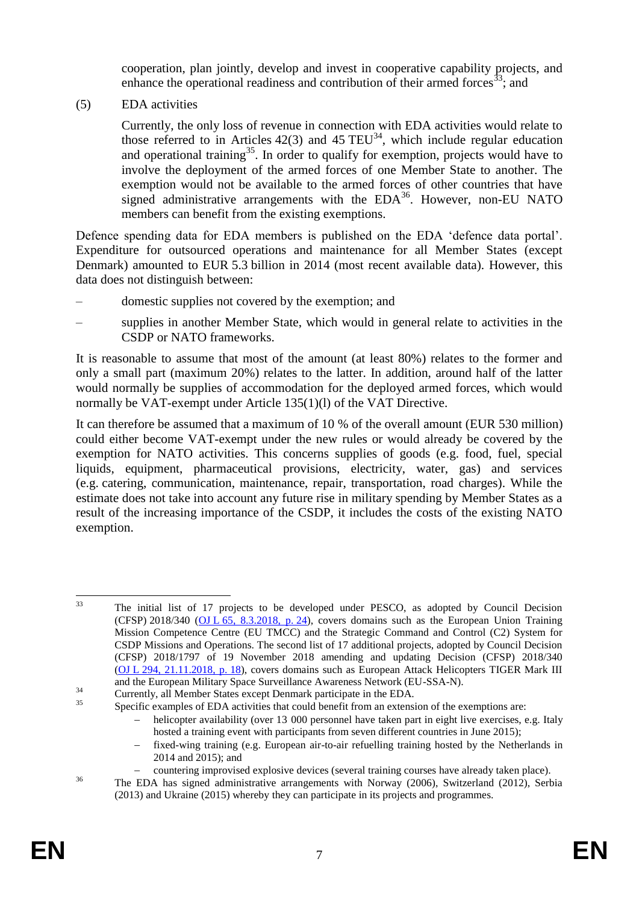cooperation, plan jointly, develop and invest in cooperative capability projects, and enhance the operational readiness and contribution of their armed forces[33]; and

(5) EDA activities

Currently, the only loss of revenue in connection with EDA activities would relate to those referred to in Articles 42(3) and 45 TEU[34], which include regular education and operational training[35]. In order to qualify for exemption, projects would have to involve the deployment of the armed forces of one Member State to another. The exemption would not be available to the armed forces of other countries that have signed administrative arrangements with the EDA[36]. However, non-EU NATO members can benefit from the existing exemptions.

Defence spending data for EDA members is published on the EDA 'defence data portal'. Expenditure for outsourced operations and maintenance for all Member States (except Denmark) amounted to EUR 5.3 billion in 2014 (most recent available data). However, this data does not distinguish between:

– domestic supplies not covered by the exemption; and

– supplies in another Member State, which would in general relate to activities in the CSDP or NATO frameworks.

It is reasonable to assume that most of the amount (at least 80%) relates to the former and only a small part (maximum 20%) relates to the latter. In addition, around half of the latter would normally be supplies of accommodation for the deployed armed forces, which would normally be VAT-exempt under Article 135(1)(l) of the VAT Directive.

It can therefore be assumed that a maximum of 10 % of the overall amount (EUR 530 million) could either become VAT-exempt under the new rules or would already be covered by the exemption for NATO activities. This concerns supplies of goods (e.g. food, fuel, special liquids, equipment, pharmaceutical provisions, electricity, water, gas) and services (e.g. catering, communication, maintenance, repair, transportation, road charges). While the estimate does not take into account any future rise in military spending by Member States as a result of the increasing importance of the CSDP, it includes the costs of the existing NATO exemption.

---

[33] The initial list of 17 projects to be developed under PESCO, as adopted by Council Decision (CFSP) 2018/340 (OJ L 65, 8.3.2018, p. 24), covers domains such as the European Union Training Mission Competence Centre (EU TMCC) and the Strategic Command and Control (C2) System for CSDP Missions and Operations. The second list of 17 additional projects, adopted by Council Decision (CFSP) 2018/1797 of 19 November 2018 amending and updating Decision (CFSP) 2018/340 (OJ L 294, 21.11.2018, p. 18), covers domains such as European Attack Helicopters TIGER Mark III and the European Military Space Surveillance Awareness Network (EU-SSA-N).

[34] Currently, all Member States except Denmark participate in the EDA.

[35] Specific examples of EDA activities that could benefit from an extension of the exemptions are:
- helicopter availability (over 13 000 personnel have taken part in eight live exercises, e.g. Italy hosted a training event with participants from seven different countries in June 2015);
- fixed-wing training (e.g. European air-to-air refuelling training hosted by the Netherlands in 2014 and 2015); and
- countering improvised explosive devices (several training courses have already taken place).

[36] The EDA has signed administrative arrangements with Norway (2006), Switzerland (2012), Serbia (2013) and Ukraine (2015) whereby they can participate in its projects and programmes.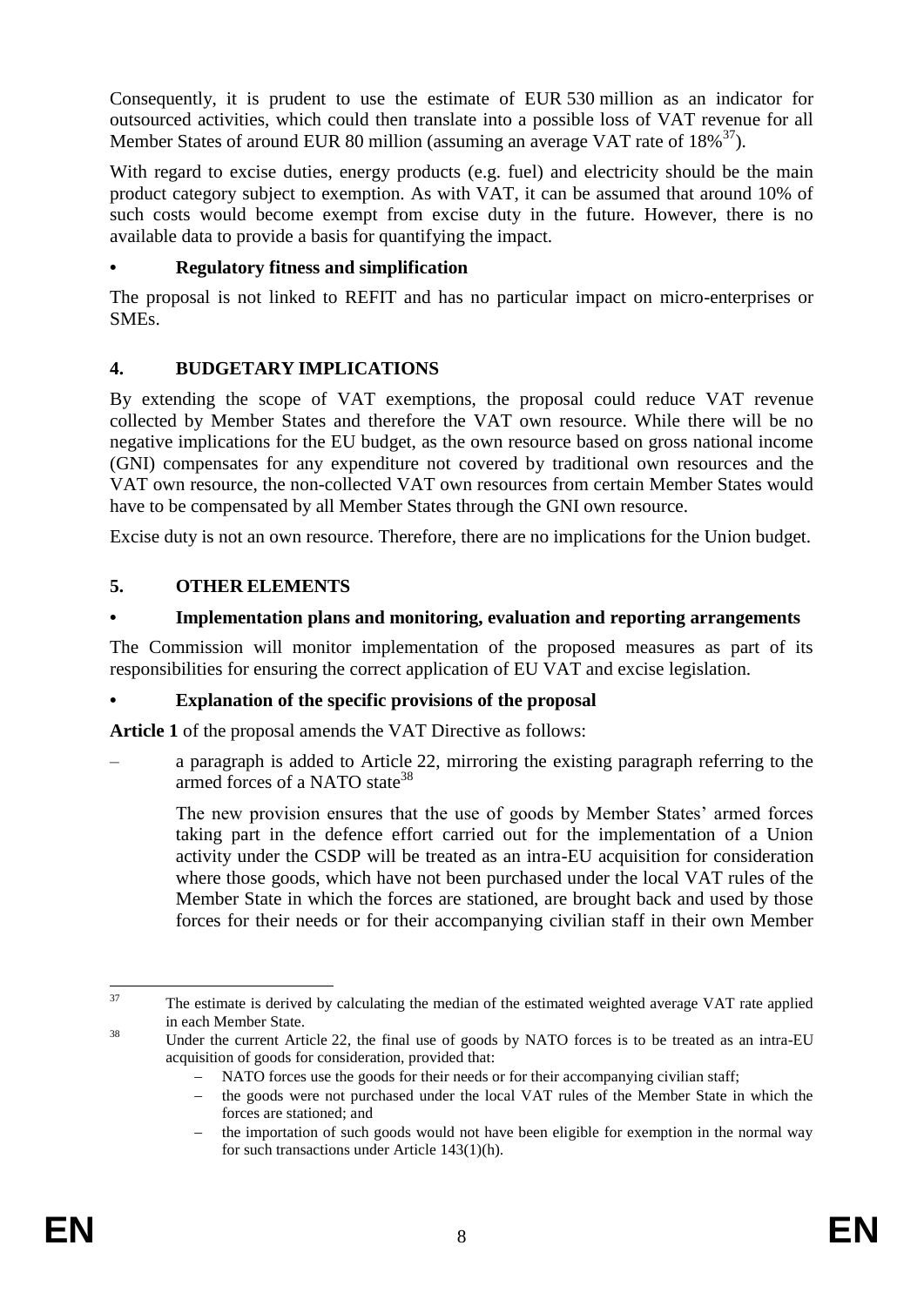Consequently, it is prudent to use the estimate of EUR 530 million as an indicator for outsourced activities, which could then translate into a possible loss of VAT revenue for all Member States of around EUR 80 million (assuming an average VAT rate of 18%[37]).

With regard to excise duties, energy products (e.g. fuel) and electricity should be the main product category subject to exemption. As with VAT, it can be assumed that around 10% of such costs would become exempt from excise duty in the future. However, there is no available data to provide a basis for quantifying the impact.

- **Regulatory fitness and simplification**

The proposal is not linked to REFIT and has no particular impact on micro-enterprises or SMEs.

## 4. BUDGETARY IMPLICATIONS

By extending the scope of VAT exemptions, the proposal could reduce VAT revenue collected by Member States and therefore the VAT own resource. While there will be no negative implications for the EU budget, as the own resource based on gross national income (GNI) compensates for any expenditure not covered by traditional own resources and the VAT own resource, the non-collected VAT own resources from certain Member States would have to be compensated by all Member States through the GNI own resource.

Excise duty is not an own resource. Therefore, there are no implications for the Union budget.

## 5. OTHER ELEMENTS

- **Implementation plans and monitoring, evaluation and reporting arrangements**

The Commission will monitor implementation of the proposed measures as part of its responsibilities for ensuring the correct application of EU VAT and excise legislation.

- **Explanation of the specific provisions of the proposal**

**Article 1** of the proposal amends the VAT Directive as follows:

– a paragraph is added to Article 22, mirroring the existing paragraph referring to the armed forces of a NATO state[38]

  The new provision ensures that the use of goods by Member States' armed forces taking part in the defence effort carried out for the implementation of a Union activity under the CSDP will be treated as an intra-EU acquisition for consideration where those goods, which have not been purchased under the local VAT rules of the Member State in which the forces are stationed, are brought back and used by those forces for their needs or for their accompanying civilian staff in their own Member

---

[37] The estimate is derived by calculating the median of the estimated weighted average VAT rate applied in each Member State.

[38] Under the current Article 22, the final use of goods by NATO forces is to be treated as an intra-EU acquisition of goods for consideration, provided that:
– NATO forces use the goods for their needs or for their accompanying civilian staff;
– the goods were not purchased under the local VAT rules of the Member State in which the forces are stationed; and
– the importation of such goods would not have been eligible for exemption in the normal way for such transactions under Article 143(1)(h).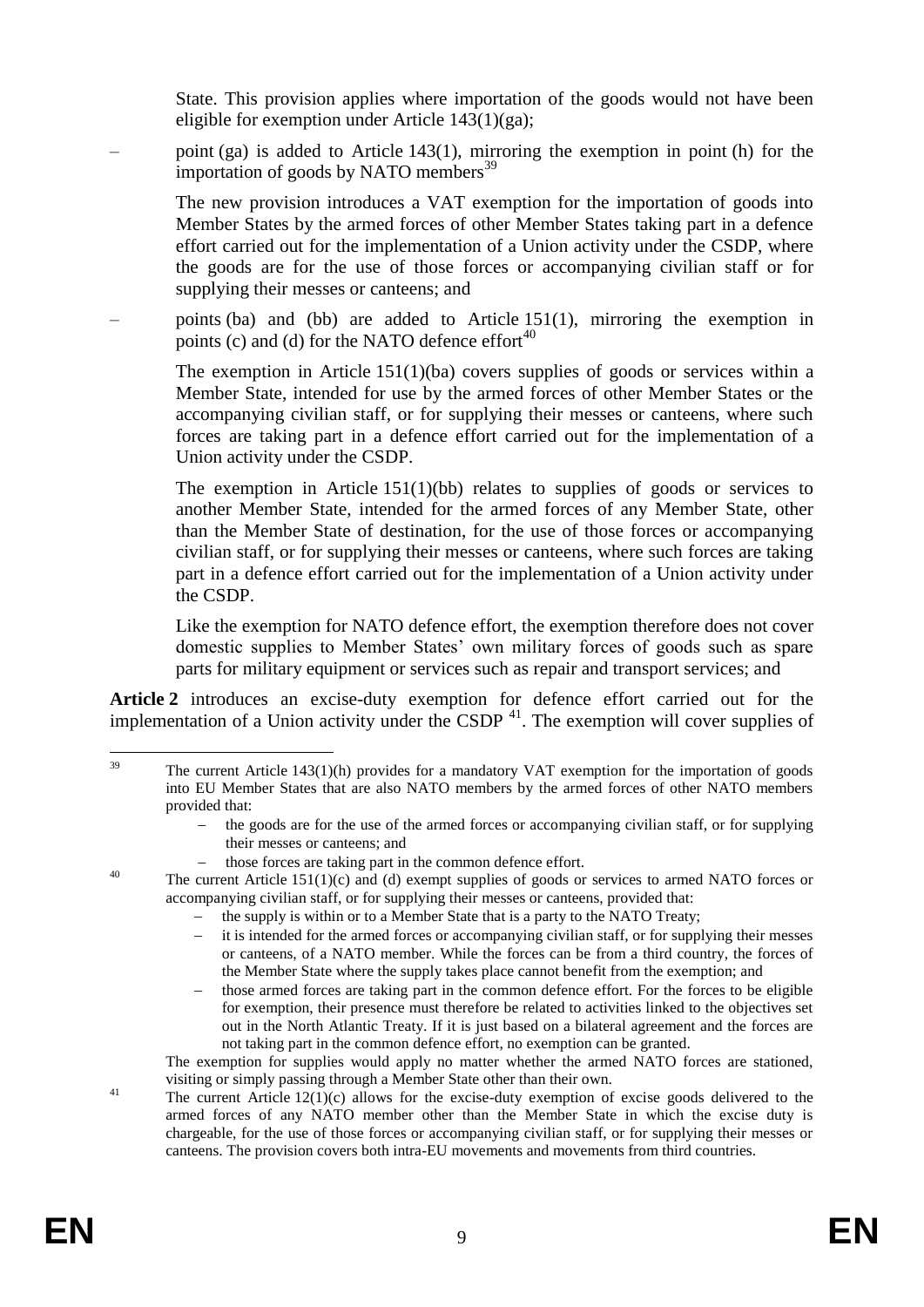State. This provision applies where importation of the goods would not have been eligible for exemption under Article 143(1)(ga);

– point (ga) is added to Article 143(1), mirroring the exemption in point (h) for the importation of goods by NATO members[39]

  The new provision introduces a VAT exemption for the importation of goods into Member States by the armed forces of other Member States taking part in a defence effort carried out for the implementation of a Union activity under the CSDP, where the goods are for the use of those forces or accompanying civilian staff or for supplying their messes or canteens; and

– points (ba) and (bb) are added to Article 151(1), mirroring the exemption in points (c) and (d) for the NATO defence effort[40]

  The exemption in Article 151(1)(ba) covers supplies of goods or services within a Member State, intended for use by the armed forces of other Member States or the accompanying civilian staff, or for supplying their messes or canteens, where such forces are taking part in a defence effort carried out for the implementation of a Union activity under the CSDP.

  The exemption in Article 151(1)(bb) relates to supplies of goods or services to another Member State, intended for the armed forces of any Member State, other than the Member State of destination, for the use of those forces or accompanying civilian staff, or for supplying their messes or canteens, where such forces are taking part in a defence effort carried out for the implementation of a Union activity under the CSDP.

  Like the exemption for NATO defence effort, the exemption therefore does not cover domestic supplies to Member States' own military forces of goods such as spare parts for military equipment or services such as repair and transport services; and

**Article 2** introduces an excise-duty exemption for defence effort carried out for the implementation of a Union activity under the CSDP [41]. The exemption will cover supplies of

---

[39] The current Article 143(1)(h) provides for a mandatory VAT exemption for the importation of goods into EU Member States that are also NATO members by the armed forces of other NATO members provided that:
- the goods are for the use of the armed forces or accompanying civilian staff, or for supplying their messes or canteens; and
- those forces are taking part in the common defence effort.

[40] The current Article 151(1)(c) and (d) exempt supplies of goods or services to armed NATO forces or accompanying civilian staff, or for supplying their messes or canteens, provided that:
- the supply is within or to a Member State that is a party to the NATO Treaty;
- it is intended for the armed forces or accompanying civilian staff, or for supplying their messes or canteens, of a NATO member. While the forces can be from a third country, the forces of the Member State where the supply takes place cannot benefit from the exemption; and
- those armed forces are taking part in the common defence effort. For the forces to be eligible for exemption, their presence must therefore be related to activities linked to the objectives set out in the North Atlantic Treaty. If it is just based on a bilateral agreement and the forces are not taking part in the common defence effort, no exemption can be granted.

The exemption for supplies would apply no matter whether the armed NATO forces are stationed, visiting or simply passing through a Member State other than their own.

[41] The current Article 12(1)(c) allows for the excise-duty exemption of excise goods delivered to the armed forces of any NATO member other than the Member State in which the excise duty is chargeable, for the use of those forces or accompanying civilian staff, or for supplying their messes or canteens. The provision covers both intra-EU movements and movements from third countries.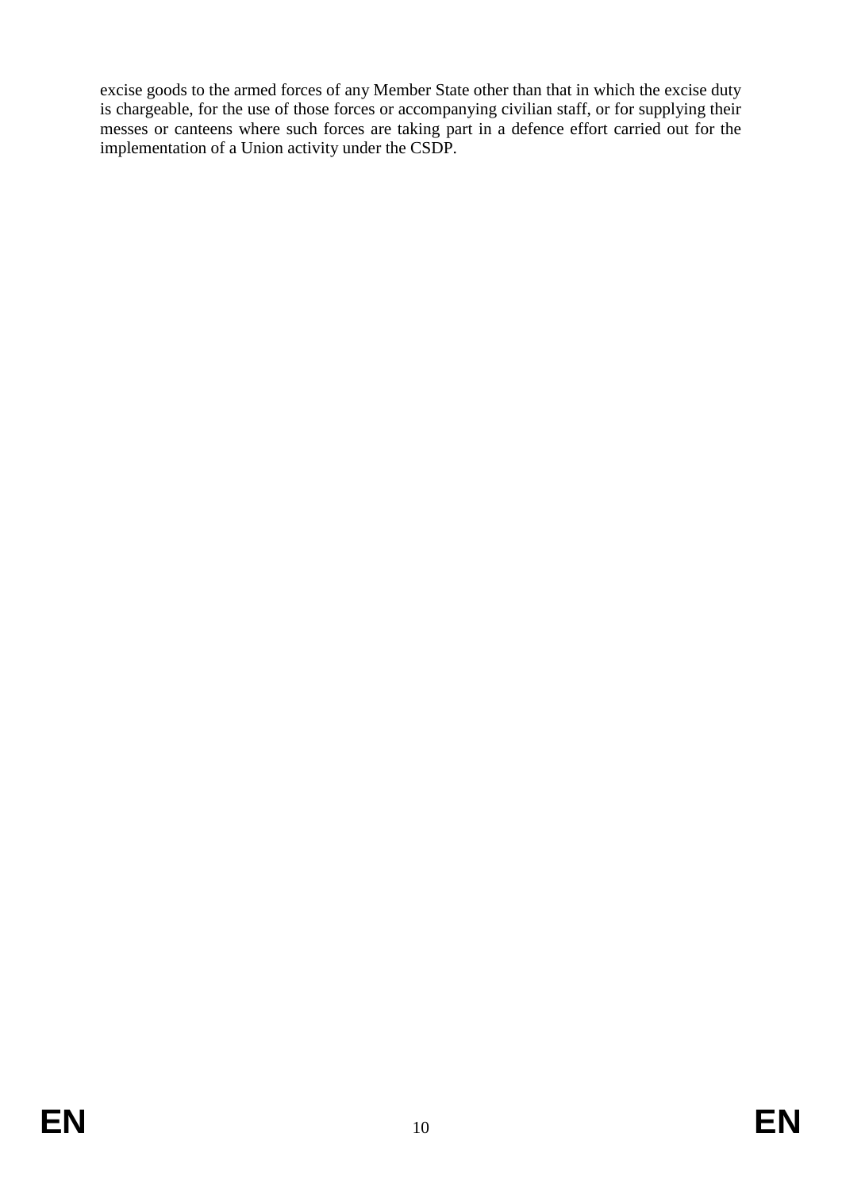excise goods to the armed forces of any Member State other than that in which the excise duty is chargeable, for the use of those forces or accompanying civilian staff, or for supplying their messes or canteens where such forces are taking part in a defence effort carried out for the implementation of a Union activity under the CSDP.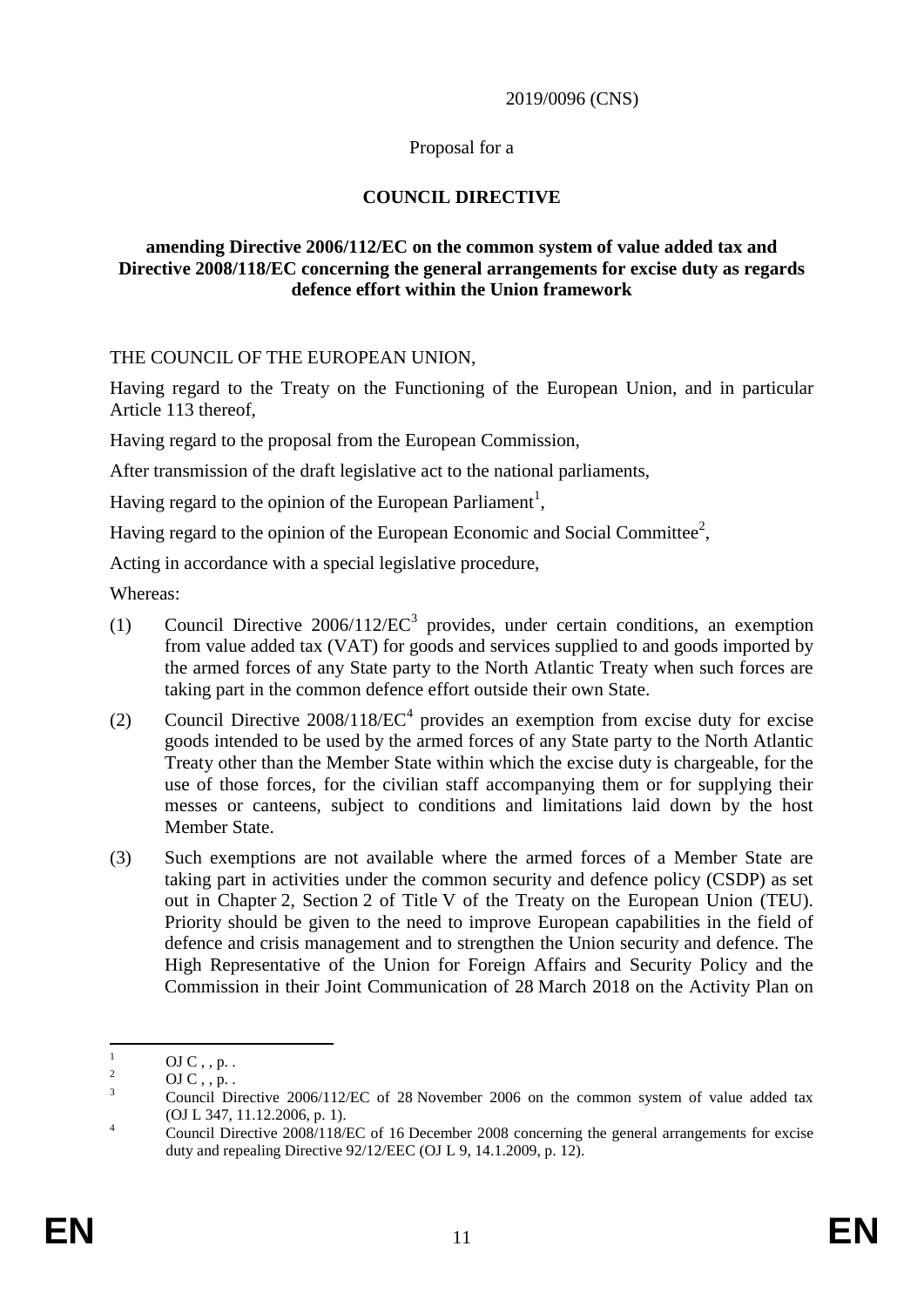2019/0096 (CNS)

Proposal for a

**COUNCIL DIRECTIVE**

**amending Directive 2006/112/EC on the common system of value added tax and Directive 2008/118/EC concerning the general arrangements for excise duty as regards defence effort within the Union framework**

THE COUNCIL OF THE EUROPEAN UNION,

Having regard to the Treaty on the Functioning of the European Union, and in particular Article 113 thereof,

Having regard to the proposal from the European Commission,

After transmission of the draft legislative act to the national parliaments,

Having regard to the opinion of the European Parliament[1],

Having regard to the opinion of the European Economic and Social Committee[2],

Acting in accordance with a special legislative procedure,

Whereas:

(1) Council Directive 2006/112/EC[3] provides, under certain conditions, an exemption from value added tax (VAT) for goods and services supplied to and goods imported by the armed forces of any State party to the North Atlantic Treaty when such forces are taking part in the common defence effort outside their own State.

(2) Council Directive 2008/118/EC[4] provides an exemption from excise duty for excise goods intended to be used by the armed forces of any State party to the North Atlantic Treaty other than the Member State within which the excise duty is chargeable, for the use of those forces, for the civilian staff accompanying them or for supplying their messes or canteens, subject to conditions and limitations laid down by the host Member State.

(3) Such exemptions are not available where the armed forces of a Member State are taking part in activities under the common security and defence policy (CSDP) as set out in Chapter 2, Section 2 of Title V of the Treaty on the European Union (TEU). Priority should be given to the need to improve European capabilities in the field of defence and crisis management and to strengthen the Union security and defence. The High Representative of the Union for Foreign Affairs and Security Policy and the Commission in their Joint Communication of 28 March 2018 on the Activity Plan on

---

[1] OJ C , , p. .

[2] OJ C , , p. .

[3] Council Directive 2006/112/EC of 28 November 2006 on the common system of value added tax (OJ L 347, 11.12.2006, p. 1).

[4] Council Directive 2008/118/EC of 16 December 2008 concerning the general arrangements for excise duty and repealing Directive 92/12/EEC (OJ L 9, 14.1.2009, p. 12).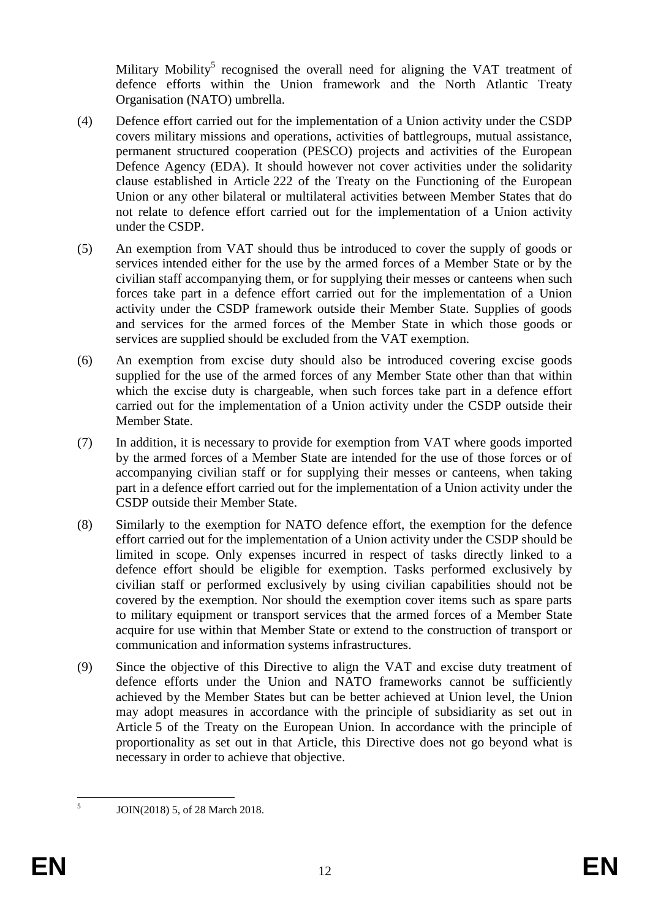Military Mobility[5] recognised the overall need for aligning the VAT treatment of defence efforts within the Union framework and the North Atlantic Treaty Organisation (NATO) umbrella.

(4) Defence effort carried out for the implementation of a Union activity under the CSDP covers military missions and operations, activities of battlegroups, mutual assistance, permanent structured cooperation (PESCO) projects and activities of the European Defence Agency (EDA). It should however not cover activities under the solidarity clause established in Article 222 of the Treaty on the Functioning of the European Union or any other bilateral or multilateral activities between Member States that do not relate to defence effort carried out for the implementation of a Union activity under the CSDP.

(5) An exemption from VAT should thus be introduced to cover the supply of goods or services intended either for the use by the armed forces of a Member State or by the civilian staff accompanying them, or for supplying their messes or canteens when such forces take part in a defence effort carried out for the implementation of a Union activity under the CSDP framework outside their Member State. Supplies of goods and services for the armed forces of the Member State in which those goods or services are supplied should be excluded from the VAT exemption.

(6) An exemption from excise duty should also be introduced covering excise goods supplied for the use of the armed forces of any Member State other than that within which the excise duty is chargeable, when such forces take part in a defence effort carried out for the implementation of a Union activity under the CSDP outside their Member State.

(7) In addition, it is necessary to provide for exemption from VAT where goods imported by the armed forces of a Member State are intended for the use of those forces or of accompanying civilian staff or for supplying their messes or canteens, when taking part in a defence effort carried out for the implementation of a Union activity under the CSDP outside their Member State.

(8) Similarly to the exemption for NATO defence effort, the exemption for the defence effort carried out for the implementation of a Union activity under the CSDP should be limited in scope. Only expenses incurred in respect of tasks directly linked to a defence effort should be eligible for exemption. Tasks performed exclusively by civilian staff or performed exclusively by using civilian capabilities should not be covered by the exemption. Nor should the exemption cover items such as spare parts to military equipment or transport services that the armed forces of a Member State acquire for use within that Member State or extend to the construction of transport or communication and information systems infrastructures.

(9) Since the objective of this Directive to align the VAT and excise duty treatment of defence efforts under the Union and NATO frameworks cannot be sufficiently achieved by the Member States but can be better achieved at Union level, the Union may adopt measures in accordance with the principle of subsidiarity as set out in Article 5 of the Treaty on the European Union. In accordance with the principle of proportionality as set out in that Article, this Directive does not go beyond what is necessary in order to achieve that objective.

[5] JOIN(2018) 5, of 28 March 2018.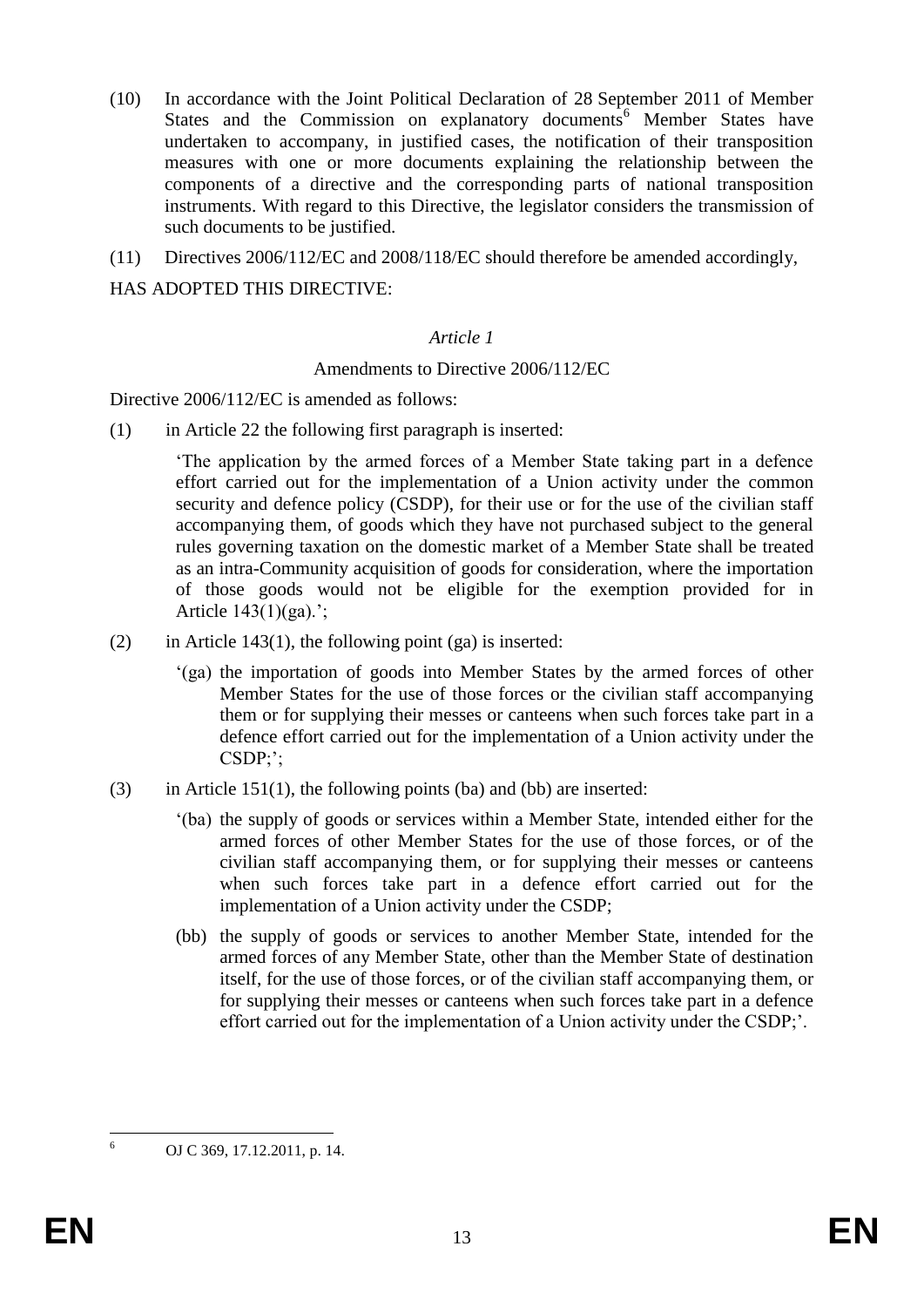(10) In accordance with the Joint Political Declaration of 28 September 2011 of Member States and the Commission on explanatory documents[6] Member States have undertaken to accompany, in justified cases, the notification of their transposition measures with one or more documents explaining the relationship between the components of a directive and the corresponding parts of national transposition instruments. With regard to this Directive, the legislator considers the transmission of such documents to be justified.

(11) Directives 2006/112/EC and 2008/118/EC should therefore be amended accordingly,

HAS ADOPTED THIS DIRECTIVE:

*Article 1*

Amendments to Directive 2006/112/EC

Directive 2006/112/EC is amended as follows:

(1) in Article 22 the following first paragraph is inserted:

> 'The application by the armed forces of a Member State taking part in a defence effort carried out for the implementation of a Union activity under the common security and defence policy (CSDP), for their use or for the use of the civilian staff accompanying them, of goods which they have not purchased subject to the general rules governing taxation on the domestic market of a Member State shall be treated as an intra-Community acquisition of goods for consideration, where the importation of those goods would not be eligible for the exemption provided for in Article 143(1)(ga).';

(2) in Article 143(1), the following point (ga) is inserted:

> '(ga) the importation of goods into Member States by the armed forces of other Member States for the use of those forces or the civilian staff accompanying them or for supplying their messes or canteens when such forces take part in a defence effort carried out for the implementation of a Union activity under the CSDP;';

(3) in Article 151(1), the following points (ba) and (bb) are inserted:

> '(ba) the supply of goods or services within a Member State, intended either for the armed forces of other Member States for the use of those forces, or of the civilian staff accompanying them, or for supplying their messes or canteens when such forces take part in a defence effort carried out for the implementation of a Union activity under the CSDP;
>
> (bb) the supply of goods or services to another Member State, intended for the armed forces of any Member State, other than the Member State of destination itself, for the use of those forces, or of the civilian staff accompanying them, or for supplying their messes or canteens when such forces take part in a defence effort carried out for the implementation of a Union activity under the CSDP;'.

[6] OJ C 369, 17.12.2011, p. 14.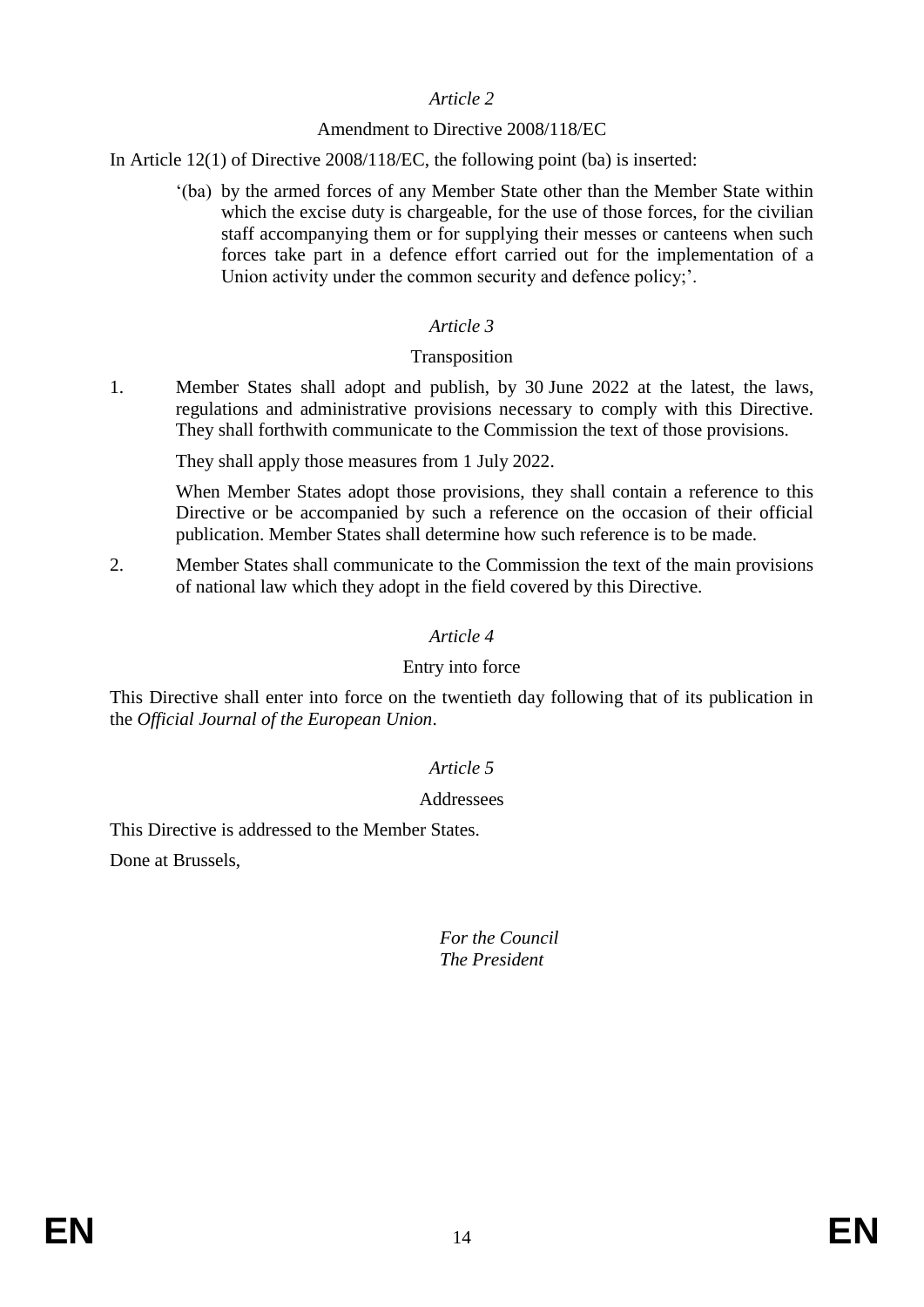*Article 2*

Amendment to Directive 2008/118/EC

In Article 12(1) of Directive 2008/118/EC, the following point (ba) is inserted:

> '(ba) by the armed forces of any Member State other than the Member State within which the excise duty is chargeable, for the use of those forces, for the civilian staff accompanying them or for supplying their messes or canteens when such forces take part in a defence effort carried out for the implementation of a Union activity under the common security and defence policy;'.

*Article 3*

Transposition

1. Member States shall adopt and publish, by 30 June 2022 at the latest, the laws, regulations and administrative provisions necessary to comply with this Directive. They shall forthwith communicate to the Commission the text of those provisions.

   They shall apply those measures from 1 July 2022.

   When Member States adopt those provisions, they shall contain a reference to this Directive or be accompanied by such a reference on the occasion of their official publication. Member States shall determine how such reference is to be made.

2. Member States shall communicate to the Commission the text of the main provisions of national law which they adopt in the field covered by this Directive.

*Article 4*

Entry into force

This Directive shall enter into force on the twentieth day following that of its publication in the *Official Journal of the European Union*.

*Article 5*

Addressees

This Directive is addressed to the Member States.

Done at Brussels,

*For the Council*
*The President*